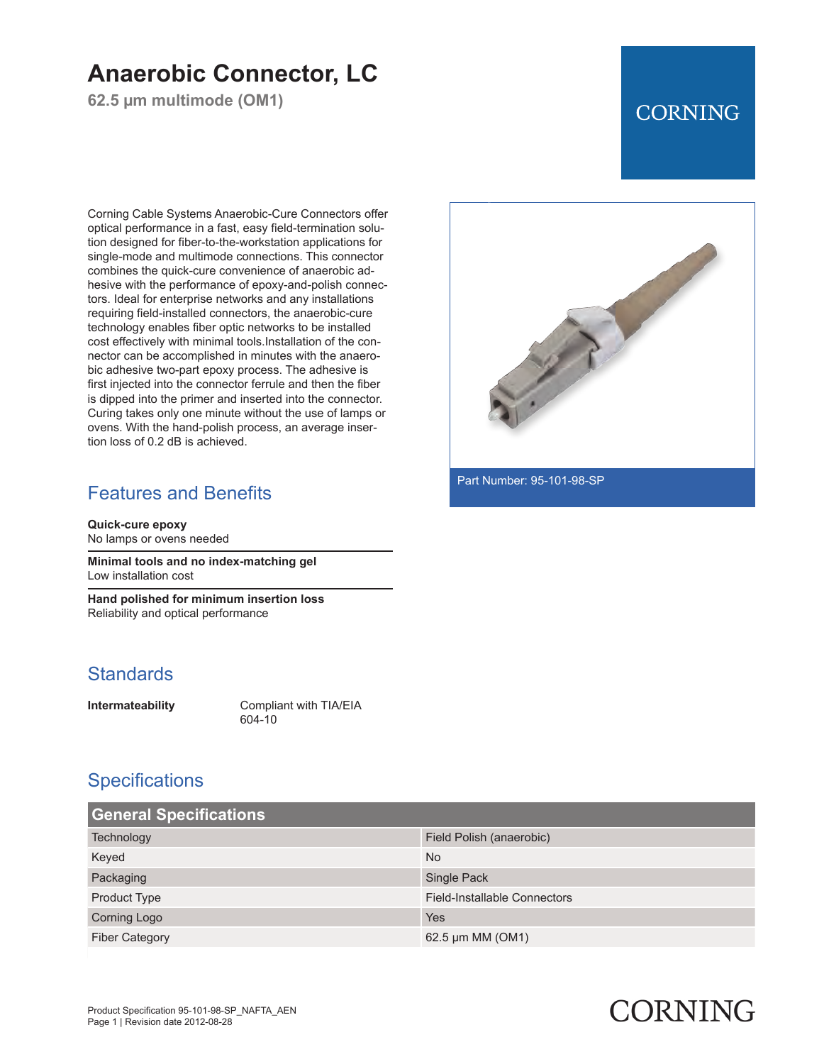# Anaerobic Connector, LC

**62.5 µm multimode (OM1)**

Corning Cable Systems Anaerobic-Cure Connectors offer optical performance in a fast, easy field-termination solution designed for fiber-to-the-workstation applications for single-mode and multimode connections. This connector combines the quick-cure convenience of anaerobic adhesive with the performance of epoxy-and-polish connectors. Ideal for enterprise networks and any installations requiring field-installed connectors, the anaerobic-cure technology enables fiber optic networks to be installed cost effectively with minimal tools.Installation of the connector can be accomplished in minutes with the anaerobic adhesive two-part epoxy process. The adhesive is first injected into the connector ferrule and then the fiber is dipped into the primer and inserted into the connector. Curing takes only one minute without the use of lamps or ovens. With the hand-polish process, an average insertion loss of 0.2 dB is achieved.

Part Number: 95-101-98-SP

## Features and Benefits

**Quick-cure epoxy**
No lamps or ovens needed

**Minimal tools and no index-matching gel**
Low installation cost

**Hand polished for minimum insertion loss**
Reliability and optical performance

## Standards

| | |
|---|---|
| **Intermateability** | Compliant with TIA/EIA 604-10 |

## Specifications

| General Specifications | |
|---|---|
| Technology | Field Polish (anaerobic) |
| Keyed | No |
| Packaging | Single Pack |
| Product Type | Field-Installable Connectors |
| Corning Logo | Yes |
| Fiber Category | 62.5 µm MM (OM1) |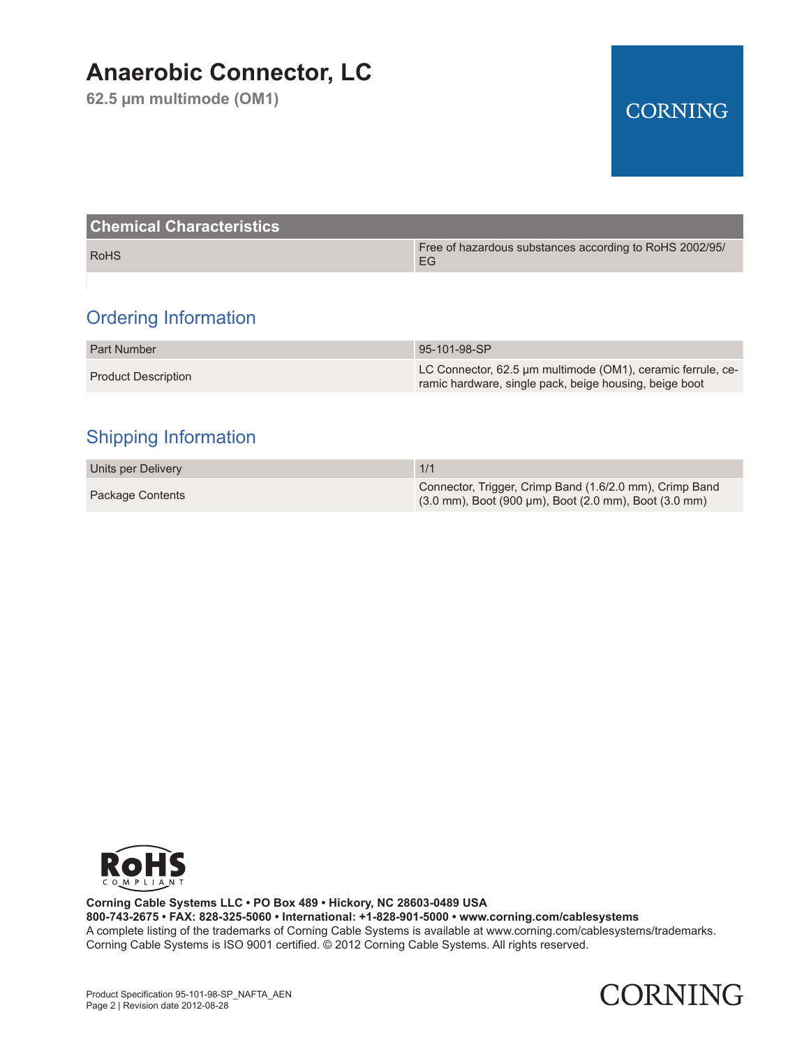# Anaerobic Connector, LC

**62.5 µm multimode (OM1)**

| Chemical Characteristics | |
|---|---|
| RoHS | Free of hazardous substances according to RoHS 2002/95/EG |

## Ordering Information

| | |
|---|---|
| Part Number | 95-101-98-SP |
| Product Description | LC Connector, 62.5 µm multimode (OM1), ceramic ferrule, ceramic hardware, single pack, beige housing, beige boot |

## Shipping Information

| | |
|---|---|
| Units per Delivery | 1/1 |
| Package Contents | Connector, Trigger, Crimp Band (1.6/2.0 mm), Crimp Band (3.0 mm), Boot (900 µm), Boot (2.0 mm), Boot (3.0 mm) |

RoHS COMPLIANT

**Corning Cable Systems LLC • PO Box 489 • Hickory, NC 28603-0489 USA**
**800-743-2675 • FAX: 828-325-5060 • International: +1-828-901-5000 • www.corning.com/cablesystems**
A complete listing of the trademarks of Corning Cable Systems is available at www.corning.com/cablesystems/trademarks.
Corning Cable Systems is ISO 9001 certified. © 2012 Corning Cable Systems. All rights reserved.

Product Specification 95-101-98-SP_NAFTA_AEN
Revision date 2012-08-28